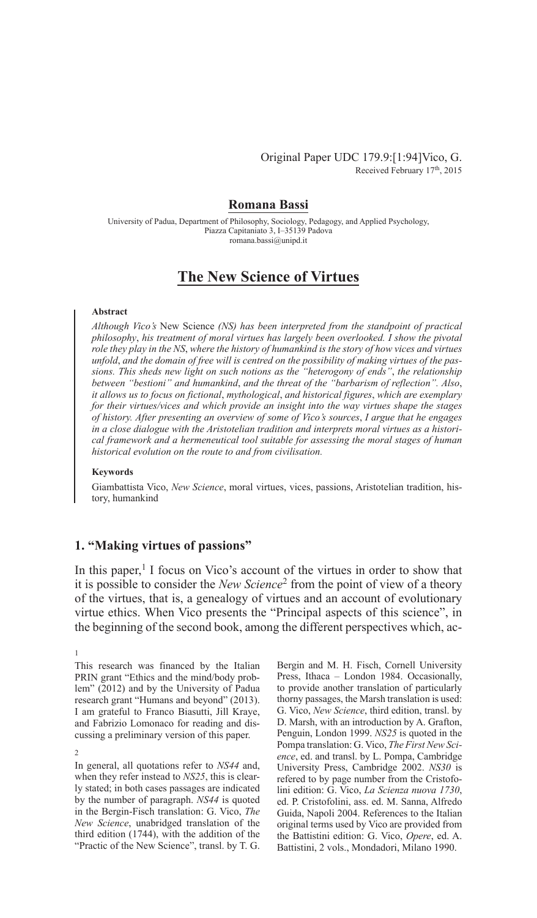Original Paper UDC 179.9:[1:94]Vico, G.
Received February 17th, 2015

**Romana Bassi**

University of Padua, Department of Philosophy, Sociology, Pedagogy, and Applied Psychology, Piazza Capitaniato 3, I–35139 Padova
romana.bassi@unipd.it

# The New Science of Virtues

**Abstract**

*Although Vico's* New Science *(NS) has been interpreted from the standpoint of practical philosophy, his treatment of moral virtues has largely been overlooked. I show the pivotal role they play in the NS, where the history of humankind is the story of how vices and virtues unfold, and the domain of free will is centred on the possibility of making virtues of the passions. This sheds new light on such notions as the "heterogony of ends", the relationship between "bestioni" and humankind, and the threat of the "barbarism of reflection". Also, it allows us to focus on fictional, mythological, and historical figures, which are exemplary for their virtues/vices and which provide an insight into the way virtues shape the stages of history. After presenting an overview of some of Vico's sources, I argue that he engages in a close dialogue with the Aristotelian tradition and interprets moral virtues as a historical framework and a hermeneutical tool suitable for assessing the moral stages of human historical evolution on the route to and from civilisation.*

**Keywords**

Giambattista Vico, *New Science*, moral virtues, vices, passions, Aristotelian tradition, history, humankind

## 1. "Making virtues of passions"

In this paper,[1] I focus on Vico's account of the virtues in order to show that it is possible to consider the *New Science*[2] from the point of view of a theory of the virtues, that is, a genealogy of virtues and an account of evolutionary virtue ethics. When Vico presents the "Principal aspects of this science", in the beginning of the second book, among the different perspectives which, ac-

---

[1] This research was financed by the Italian PRIN grant "Ethics and the mind/body problem" (2012) and by the University of Padua research grant "Humans and beyond" (2013). I am grateful to Franco Biasutti, Jill Kraye, and Fabrizio Lomonaco for reading and discussing a preliminary version of this paper.

[2] In general, all quotations refer to *NS44* and, when they refer instead to *NS25*, this is clearly stated; in both cases passages are indicated by the number of paragraph. *NS44* is quoted in the Bergin-Fisch translation: G. Vico, *The New Science*, unabridged translation of the third edition (1744), with the addition of the "Practic of the New Science", transl. by T. G. Bergin and M. H. Fisch, Cornell University Press, Ithaca – London 1984. Occasionally, to provide another translation of particularly thorny passages, the Marsh translation is used: G. Vico, *New Science*, third edition, transl. by D. Marsh, with an introduction by A. Grafton, Penguin, London 1999. *NS25* is quoted in the Pompa translation: G. Vico, *The First New Science*, ed. and transl. by L. Pompa, Cambridge University Press, Cambridge 2002. *NS30* is refered to by page number from the Cristofolini edition: G. Vico, *La Scienza nuova 1730*, ed. P. Cristofolini, ass. ed. M. Sanna, Alfredo Guida, Napoli 2004. References to the Italian original terms used by Vico are provided from the Battistini edition: G. Vico, *Opere*, ed. A. Battistini, 2 vols., Mondadori, Milano 1990.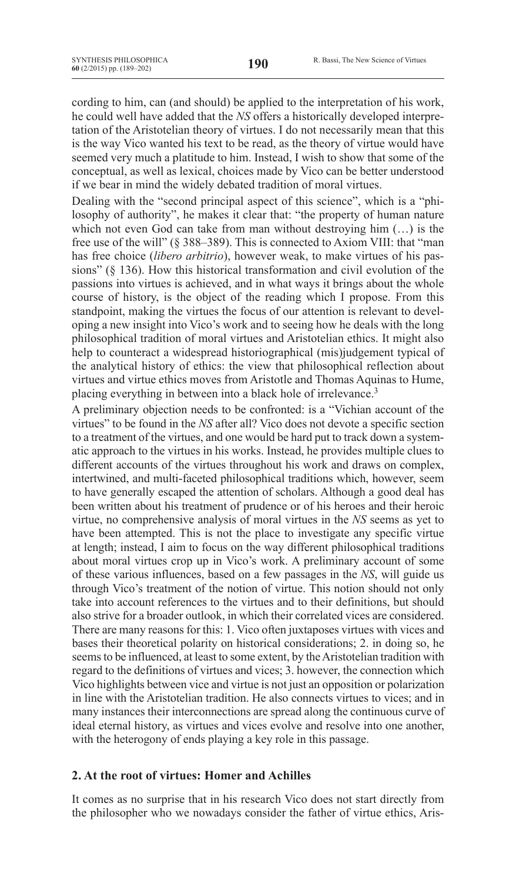cording to him, can (and should) be applied to the interpretation of his work, he could well have added that the *NS* offers a historically developed interpretation of the Aristotelian theory of virtues. I do not necessarily mean that this is the way Vico wanted his text to be read, as the theory of virtue would have seemed very much a platitude to him. Instead, I wish to show that some of the conceptual, as well as lexical, choices made by Vico can be better understood if we bear in mind the widely debated tradition of moral virtues.

Dealing with the "second principal aspect of this science", which is a "philosophy of authority", he makes it clear that: "the property of human nature which not even God can take from man without destroying him (…) is the free use of the will" (§ 388–389). This is connected to Axiom VIII: that "man has free choice (*libero arbitrio*), however weak, to make virtues of his passions" (§ 136). How this historical transformation and civil evolution of the passions into virtues is achieved, and in what ways it brings about the whole course of history, is the object of the reading which I propose. From this standpoint, making the virtues the focus of our attention is relevant to developing a new insight into Vico's work and to seeing how he deals with the long philosophical tradition of moral virtues and Aristotelian ethics. It might also help to counteract a widespread historiographical (mis)judgement typical of the analytical history of ethics: the view that philosophical reflection about virtues and virtue ethics moves from Aristotle and Thomas Aquinas to Hume, placing everything in between into a black hole of irrelevance.[3]

A preliminary objection needs to be confronted: is a "Vichian account of the virtues" to be found in the *NS* after all? Vico does not devote a specific section to a treatment of the virtues, and one would be hard put to track down a systematic approach to the virtues in his works. Instead, he provides multiple clues to different accounts of the virtues throughout his work and draws on complex, intertwined, and multi-faceted philosophical traditions which, however, seem to have generally escaped the attention of scholars. Although a good deal has been written about his treatment of prudence or of his heroes and their heroic virtue, no comprehensive analysis of moral virtues in the *NS* seems as yet to have been attempted. This is not the place to investigate any specific virtue at length; instead, I aim to focus on the way different philosophical traditions about moral virtues crop up in Vico's work. A preliminary account of some of these various influences, based on a few passages in the *NS*, will guide us through Vico's treatment of the notion of virtue. This notion should not only take into account references to the virtues and to their definitions, but should also strive for a broader outlook, in which their correlated vices are considered. There are many reasons for this: 1. Vico often juxtaposes virtues with vices and bases their theoretical polarity on historical considerations; 2. in doing so, he seems to be influenced, at least to some extent, by the Aristotelian tradition with regard to the definitions of virtues and vices; 3. however, the connection which Vico highlights between vice and virtue is not just an opposition or polarization in line with the Aristotelian tradition. He also connects virtues to vices; and in many instances their interconnections are spread along the continuous curve of ideal eternal history, as virtues and vices evolve and resolve into one another, with the heterogony of ends playing a key role in this passage.

## 2. At the root of virtues: Homer and Achilles

It comes as no surprise that in his research Vico does not start directly from the philosopher who we nowadays consider the father of virtue ethics, Aris-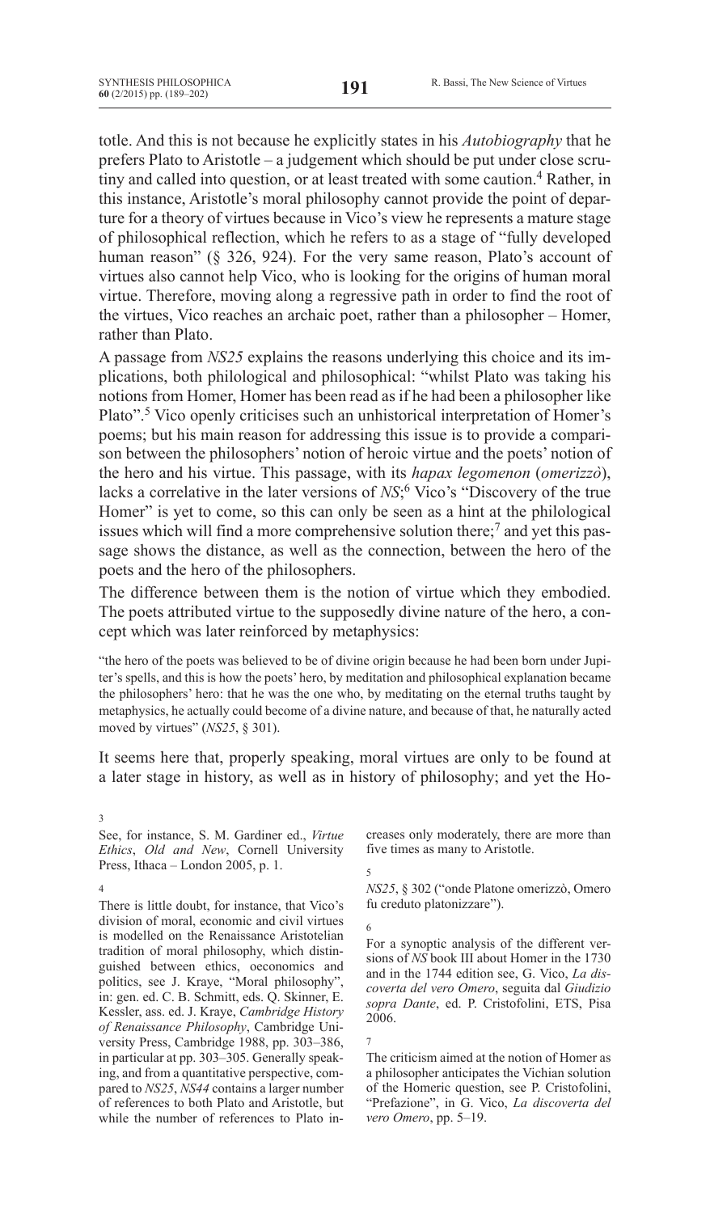totle. And this is not because he explicitly states in his *Autobiography* that he prefers Plato to Aristotle – a judgement which should be put under close scrutiny and called into question, or at least treated with some caution.[4] Rather, in this instance, Aristotle's moral philosophy cannot provide the point of departure for a theory of virtues because in Vico's view he represents a mature stage of philosophical reflection, which he refers to as a stage of "fully developed human reason" (§ 326, 924). For the very same reason, Plato's account of virtues also cannot help Vico, who is looking for the origins of human moral virtue. Therefore, moving along a regressive path in order to find the root of the virtues, Vico reaches an archaic poet, rather than a philosopher – Homer, rather than Plato.

A passage from *NS25* explains the reasons underlying this choice and its implications, both philological and philosophical: "whilst Plato was taking his notions from Homer, Homer has been read as if he had been a philosopher like Plato".[5] Vico openly criticises such an unhistorical interpretation of Homer's poems; but his main reason for addressing this issue is to provide a comparison between the philosophers' notion of heroic virtue and the poets' notion of the hero and his virtue. This passage, with its *hapax legomenon* (*omerizzò*), lacks a correlative in the later versions of *NS*;[6] Vico's "Discovery of the true Homer" is yet to come, so this can only be seen as a hint at the philological issues which will find a more comprehensive solution there;[7] and yet this passage shows the distance, as well as the connection, between the hero of the poets and the hero of the philosophers.

The difference between them is the notion of virtue which they embodied. The poets attributed virtue to the supposedly divine nature of the hero, a concept which was later reinforced by metaphysics:

> "the hero of the poets was believed to be of divine origin because he had been born under Jupiter's spells, and this is how the poets' hero, by meditation and philosophical explanation became the philosophers' hero: that he was the one who, by meditating on the eternal truths taught by metaphysics, he actually could become of a divine nature, and because of that, he naturally acted moved by virtues" (*NS25*, § 301).

It seems here that, properly speaking, moral virtues are only to be found at a later stage in history, as well as in history of philosophy; and yet the Ho-

---

3 See, for instance, S. M. Gardiner ed., *Virtue Ethics*, *Old and New*, Cornell University Press, Ithaca – London 2005, p. 1.

4 There is little doubt, for instance, that Vico's division of moral, economic and civil virtues is modelled on the Renaissance Aristotelian tradition of moral philosophy, which distinguished between ethics, oeconomics and politics, see J. Kraye, "Moral philosophy", in: gen. ed. C. B. Schmitt, eds. Q. Skinner, E. Kessler, ass. ed. J. Kraye, *Cambridge History of Renaissance Philosophy*, Cambridge University Press, Cambridge 1988, pp. 303–386, in particular at pp. 303–305. Generally speaking, and from a quantitative perspective, compared to *NS25*, *NS44* contains a larger number of references to both Plato and Aristotle, but while the number of references to Plato increases only moderately, there are more than five times as many to Aristotle.

5 *NS25*, § 302 ("onde Platone omerizzò, Omero fu creduto platonizzare").

6 For a synoptic analysis of the different versions of *NS* book III about Homer in the 1730 and in the 1744 edition see, G. Vico, *La discoverta del vero Omero*, seguita dal *Giudizio sopra Dante*, ed. P. Cristofolini, ETS, Pisa 2006.

7 The criticism aimed at the notion of Homer as a philosopher anticipates the Vichian solution of the Homeric question, see P. Cristofolini, "Prefazione", in G. Vico, *La discoverta del vero Omero*, pp. 5–19.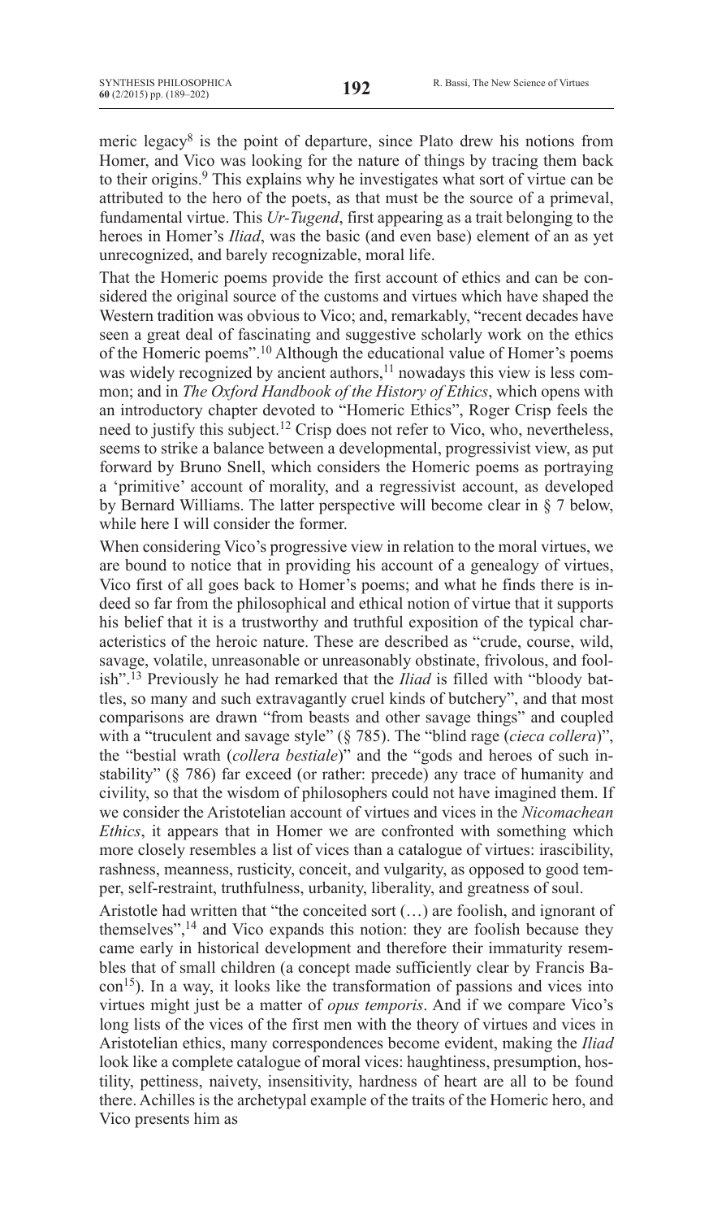meric legacy[8] is the point of departure, since Plato drew his notions from Homer, and Vico was looking for the nature of things by tracing them back to their origins.[9] This explains why he investigates what sort of virtue can be attributed to the hero of the poets, as that must be the source of a primeval, fundamental virtue. This *Ur-Tugend*, first appearing as a trait belonging to the heroes in Homer's *Iliad*, was the basic (and even base) element of an as yet unrecognized, and barely recognizable, moral life.

That the Homeric poems provide the first account of ethics and can be considered the original source of the customs and virtues which have shaped the Western tradition was obvious to Vico; and, remarkably, "recent decades have seen a great deal of fascinating and suggestive scholarly work on the ethics of the Homeric poems".[10] Although the educational value of Homer's poems was widely recognized by ancient authors,[11] nowadays this view is less common; and in *The Oxford Handbook of the History of Ethics*, which opens with an introductory chapter devoted to "Homeric Ethics", Roger Crisp feels the need to justify this subject.[12] Crisp does not refer to Vico, who, nevertheless, seems to strike a balance between a developmental, progressivist view, as put forward by Bruno Snell, which considers the Homeric poems as portraying a 'primitive' account of morality, and a regressivist account, as developed by Bernard Williams. The latter perspective will become clear in § 7 below, while here I will consider the former.

When considering Vico's progressive view in relation to the moral virtues, we are bound to notice that in providing his account of a genealogy of virtues, Vico first of all goes back to Homer's poems; and what he finds there is indeed so far from the philosophical and ethical notion of virtue that it supports his belief that it is a trustworthy and truthful exposition of the typical characteristics of the heroic nature. These are described as "crude, course, wild, savage, volatile, unreasonable or unreasonably obstinate, frivolous, and foolish".[13] Previously he had remarked that the *Iliad* is filled with "bloody battles, so many and such extravagantly cruel kinds of butchery", and that most comparisons are drawn "from beasts and other savage things" and coupled with a "truculent and savage style" (§ 785). The "blind rage (*cieca collera*)", the "bestial wrath (*collera bestiale*)" and the "gods and heroes of such instability" (§ 786) far exceed (or rather: precede) any trace of humanity and civility, so that the wisdom of philosophers could not have imagined them. If we consider the Aristotelian account of virtues and vices in the *Nicomachean Ethics*, it appears that in Homer we are confronted with something which more closely resembles a list of vices than a catalogue of virtues: irascibility, rashness, meanness, rusticity, conceit, and vulgarity, as opposed to good temper, self-restraint, truthfulness, urbanity, liberality, and greatness of soul.

Aristotle had written that "the conceited sort (…) are foolish, and ignorant of themselves",[14] and Vico expands this notion: they are foolish because they came early in historical development and therefore their immaturity resembles that of small children (a concept made sufficiently clear by Francis Bacon[15]). In a way, it looks like the transformation of passions and vices into virtues might just be a matter of *opus temporis*. And if we compare Vico's long lists of the vices of the first men with the theory of virtues and vices in Aristotelian ethics, many correspondences become evident, making the *Iliad* look like a complete catalogue of moral vices: haughtiness, presumption, hostility, pettiness, naivety, insensitivity, hardness of heart are all to be found there. Achilles is the archetypal example of the traits of the Homeric hero, and Vico presents him as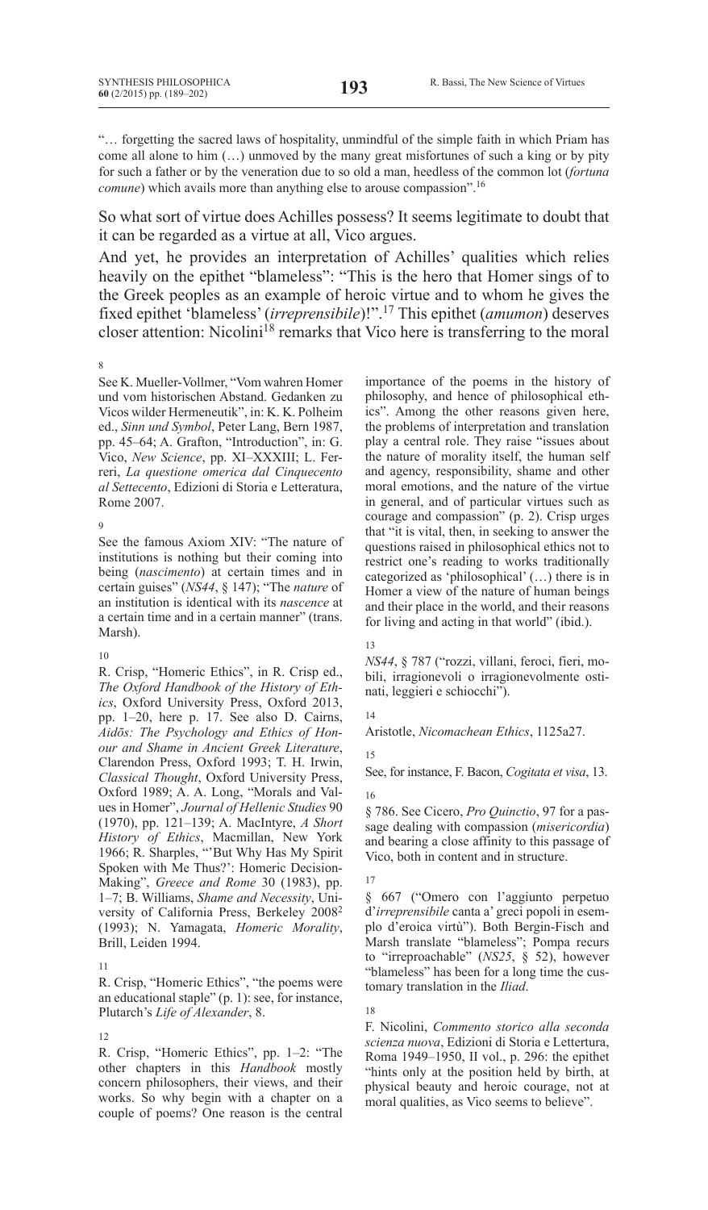"… forgetting the sacred laws of hospitality, unmindful of the simple faith in which Priam has come all alone to him (…) unmoved by the many great misfortunes of such a king or by pity for such a father or by the veneration due to so old a man, heedless of the common lot (*fortuna comune*) which avails more than anything else to arouse compassion".[16]

So what sort of virtue does Achilles possess? It seems legitimate to doubt that it can be regarded as a virtue at all, Vico argues.

And yet, he provides an interpretation of Achilles' qualities which relies heavily on the epithet "blameless": "This is the hero that Homer sings of to the Greek peoples as an example of heroic virtue and to whom he gives the fixed epithet 'blameless' (*irreprensibile*)!".[17] This epithet (*amumon*) deserves closer attention: Nicolini[18] remarks that Vico here is transferring to the moral

---

8

See K. Mueller-Vollmer, "Vom wahren Homer und vom historischen Abstand. Gedanken zu Vicos wilder Hermeneutik", in: K. K. Polheim ed., *Sinn und Symbol*, Peter Lang, Bern 1987, pp. 45–64; A. Grafton, "Introduction", in: G. Vico, *New Science*, pp. XI–XXXIII; L. Ferreri, *La questione omerica dal Cinquecento al Settecento*, Edizioni di Storia e Letteratura, Rome 2007.

9

See the famous Axiom XIV: "The nature of institutions is nothing but their coming into being (*nascimento*) at certain times and in certain guises" (*NS44*, § 147); "The *nature* of an institution is identical with its *nascence* at a certain time and in a certain manner" (trans. Marsh).

10

R. Crisp, "Homeric Ethics", in R. Crisp ed., *The Oxford Handbook of the History of Ethics*, Oxford University Press, Oxford 2013, pp. 1–20, here p. 17. See also D. Cairns, *Aidōs: The Psychology and Ethics of Honour and Shame in Ancient Greek Literature*, Clarendon Press, Oxford 1993; T. H. Irwin, *Classical Thought*, Oxford University Press, Oxford 1989; A. A. Long, "Morals and Values in Homer", *Journal of Hellenic Studies* 90 (1970), pp. 121–139; A. MacIntyre, *A Short History of Ethics*, Macmillan, New York 1966; R. Sharples, "'But Why Has My Spirit Spoken with Me Thus?': Homeric Decision-Making", *Greece and Rome* 30 (1983), pp. 1–7; B. Williams, *Shame and Necessity*, University of California Press, Berkeley 2008[2] (1993); N. Yamagata, *Homeric Morality*, Brill, Leiden 1994.

11

R. Crisp, "Homeric Ethics", "the poems were an educational staple" (p. 1): see, for instance, Plutarch's *Life of Alexander*, 8.

12

R. Crisp, "Homeric Ethics", pp. 1–2: "The other chapters in this *Handbook* mostly concern philosophers, their views, and their works. So why begin with a chapter on a couple of poems? One reason is the central importance of the poems in the history of philosophy, and hence of philosophical ethics". Among the other reasons given here, the problems of interpretation and translation play a central role. They raise "issues about the nature of morality itself, the human self and agency, responsibility, shame and other moral emotions, and the nature of the virtue in general, and of particular virtues such as courage and compassion" (p. 2). Crisp urges that "it is vital, then, in seeking to answer the questions raised in philosophical ethics not to restrict one's reading to works traditionally categorized as 'philosophical' (…) there is in Homer a view of the nature of human beings and their place in the world, and their reasons for living and acting in that world" (ibid.).

13

*NS44*, § 787 ("rozzi, villani, feroci, fieri, mobili, irragionevoli o irragionevolmente ostinati, leggieri e schiocchi").

14

Aristotle, *Nicomachean Ethics*, 1125a27.

15

See, for instance, F. Bacon, *Cogitata et visa*, 13.

16

§ 786. See Cicero, *Pro Quinctio*, 97 for a passage dealing with compassion (*misericordia*) and bearing a close affinity to this passage of Vico, both in content and in structure.

17

§ 667 ("Omero con l'aggiunto perpetuo d'*irreprensibile* canta a' greci popoli in esemplo d'eroica virtù"). Both Bergin-Fisch and Marsh translate "blameless"; Pompa recurs to "irreproachable" (*NS25*, § 52), however "blameless" has been for a long time the customary translation in the *Iliad*.

18

F. Nicolini, *Commento storico alla seconda scienza nuova*, Edizioni di Storia e Lettertura, Roma 1949–1950, II vol., p. 296: the epithet "hints only at the position held by birth, at physical beauty and heroic courage, not at moral qualities, as Vico seems to believe".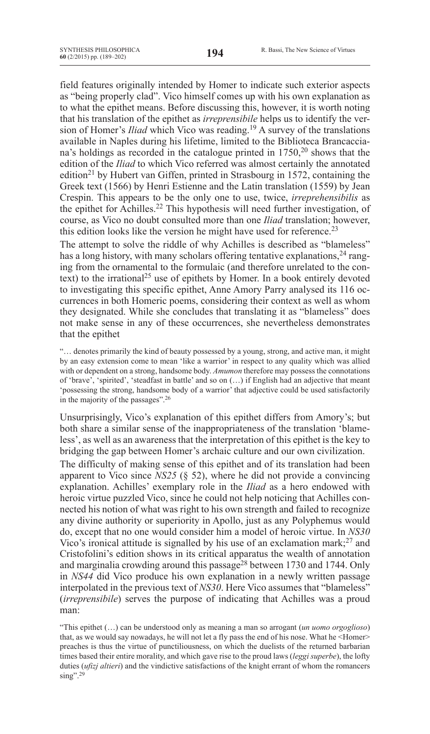field features originally intended by Homer to indicate such exterior aspects as "being properly clad". Vico himself comes up with his own explanation as to what the epithet means. Before discussing this, however, it is worth noting that his translation of the epithet as *irreprensibile* helps us to identify the version of Homer's *Iliad* which Vico was reading.[19] A survey of the translations available in Naples during his lifetime, limited to the Biblioteca Brancacciana's holdings as recorded in the catalogue printed in 1750,[20] shows that the edition of the *Iliad* to which Vico referred was almost certainly the annotated edition[21] by Hubert van Giffen, printed in Strasbourg in 1572, containing the Greek text (1566) by Henri Estienne and the Latin translation (1559) by Jean Crespin. This appears to be the only one to use, twice, *irreprehensibilis* as the epithet for Achilles.[22] This hypothesis will need further investigation, of course, as Vico no doubt consulted more than one *Iliad* translation; however, this edition looks like the version he might have used for reference.[23]

The attempt to solve the riddle of why Achilles is described as "blameless" has a long history, with many scholars offering tentative explanations,[24] ranging from the ornamental to the formulaic (and therefore unrelated to the context) to the irrational[25] use of epithets by Homer. In a book entirely devoted to investigating this specific epithet, Anne Amory Parry analysed its 116 occurrences in both Homeric poems, considering their context as well as whom they designated. While she concludes that translating it as "blameless" does not make sense in any of these occurrences, she nevertheless demonstrates that the epithet

> "… denotes primarily the kind of beauty possessed by a young, strong, and active man, it might by an easy extension come to mean 'like a warrior' in respect to any quality which was allied with or dependent on a strong, handsome body. *Amumon* therefore may possess the connotations of 'brave', 'spirited', 'steadfast in battle' and so on (…) if English had an adjective that meant 'possessing the strong, handsome body of a warrior' that adjective could be used satisfactorily in the majority of the passages".[26]

Unsurprisingly, Vico's explanation of this epithet differs from Amory's; but both share a similar sense of the inappropriateness of the translation 'blameless', as well as an awareness that the interpretation of this epithet is the key to bridging the gap between Homer's archaic culture and our own civilization.

The difficulty of making sense of this epithet and of its translation had been apparent to Vico since *NS25* (§ 52), where he did not provide a convincing explanation. Achilles' exemplary role in the *Iliad* as a hero endowed with heroic virtue puzzled Vico, since he could not help noticing that Achilles connected his notion of what was right to his own strength and failed to recognize any divine authority or superiority in Apollo, just as any Polyphemus would do, except that no one would consider him a model of heroic virtue. In *NS30* Vico's ironical attitude is signalled by his use of an exclamation mark;[27] and Cristofolini's edition shows in its critical apparatus the wealth of annotation and marginalia crowding around this passage[28] between 1730 and 1744. Only in *NS44* did Vico produce his own explanation in a newly written passage interpolated in the previous text of *NS30*. Here Vico assumes that "blameless" (*irreprensibile*) serves the purpose of indicating that Achilles was a proud man:

> "This epithet (…) can be understood only as meaning a man so arrogant (*un uomo orgoglioso*) that, as we would say nowadays, he will not let a fly pass the end of his nose. What he <Homer> preaches is thus the virtue of punctiliousness, on which the duelists of the returned barbarian times based their entire morality, and which gave rise to the proud laws (*leggi superbe*), the lofty duties (*ufizj altieri*) and the vindictive satisfactions of the knight errant of whom the romancers sing".[29]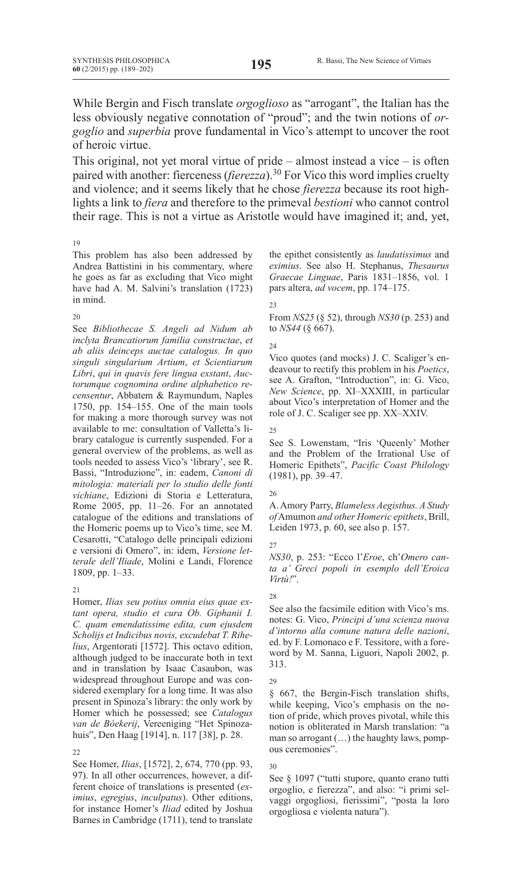While Bergin and Fisch translate *orgoglioso* as "arrogant", the Italian has the less obviously negative connotation of "proud"; and the twin notions of *orgoglio* and *superbia* prove fundamental in Vico's attempt to uncover the root of heroic virtue.

This original, not yet moral virtue of pride – almost instead a vice – is often paired with another: fierceness (*fierezza*).[30] For Vico this word implies cruelty and violence; and it seems likely that he chose *fierezza* because its root highlights a link to *fiera* and therefore to the primeval *bestioni* who cannot control their rage. This is not a virtue as Aristotle would have imagined it; and, yet,

---

19 This problem has also been addressed by Andrea Battistini in his commentary, where he goes as far as excluding that Vico might have had A. M. Salvini's translation (1723) in mind.

20 See *Bibliothecae S. Angeli ad Nidum ab inclyta Brancatiorum familia constructae, et ab aliis deinceps auctae catalogus. In quo singuli singularium Artium, et Scientiarum Libri, qui in quavis fere lingua exstant, Auctorumque cognomina ordine alphabetico recensentur*, Abbatem & Raymundum, Naples 1750, pp. 154–155. One of the main tools for making a more thorough survey was not available to me: consultation of Valletta's library catalogue is currently suspended. For a general overview of the problems, as well as tools needed to assess Vico's 'library', see R. Bassi, "Introduzione", in: eadem, *Canoni di mitologia: materiali per lo studio delle fonti vichiane*, Edizioni di Storia e Letteratura, Rome 2005, pp. 11–26. For an annotated catalogue of the editions and translations of the Homeric poems up to Vico's time, see M. Cesarotti, "Catalogo delle principali edizioni e versioni di Omero", in: idem, *Versione letterale dell'Iliade*, Molini e Landi, Florence 1809, pp. 1–33.

21 Homer, *Ilias seu potius omnia eius quae extant opera, studio et cura Ob. Giphanii I. C. quam emendatissime edita, cum ejusdem Scholijs et Indicibus novis, excudebat T. Rihelius*, Argentorati [1572]. This octavo edition, although judged to be inaccurate both in text and in translation by Isaac Casaubon, was widespread throughout Europe and was considered exemplary for a long time. It was also present in Spinoza's library: the only work by Homer which he possessed; see *Catalogus van de Bóekerij*, Vereeniging "Het Spinozahuis", Den Haag [1914], n. 117 [38], p. 28.

22 See Homer, *Ilias*, [1572], 2, 674, 770 (pp. 93, 97). In all other occurrences, however, a different choice of translations is presented (*eximius*, *egregius*, *inculpatus*). Other editions, for instance Homer's *Iliad* edited by Joshua Barnes in Cambridge (1711), tend to translate the epithet consistently as *laudatissimus* and *eximius*. See also H. Stephanus, *Thesaurus Graecae Linguae*, Paris 1831–1856, vol. 1 pars altera, *ad vocem*, pp. 174–175.

23 From *NS25* (§ 52), through *NS30* (p. 253) and to *NS44* (§ 667).

24 Vico quotes (and mocks) J. C. Scaliger's endeavour to rectify this problem in his *Poetics*, see A. Grafton, "Introduction", in: G. Vico, *New Science*, pp. XI–XXXIII, in particular about Vico's interpretation of Homer and the role of J. C. Scaliger see pp. XX–XXIV.

25 See S. Lowenstam, "Iris 'Queenly' Mother and the Problem of the Irrational Use of Homeric Epithets", *Pacific Coast Philology* (1981), pp. 39–47.

26 A. Amory Parry, *Blameless Aegisthus. A Study of* Amumon *and other Homeric epithets*, Brill, Leiden 1973, p. 60, see also p. 157.

27 *NS30*, p. 253: "Ecco l'*Eroe*, ch'*Omero canta a' Greci popoli in esemplo dell'Eroica Virtù!*".

28 See also the facsimile edition with Vico's ms. notes: G. Vico, *Principi d'una scienza nuova d'intorno alla comune natura delle nazioni*, ed. by F. Lomonaco e F. Tessitore, with a foreword by M. Sanna, Liguori, Napoli 2002, p. 313.

29 § 667, the Bergin-Fisch translation shifts, while keeping, Vico's emphasis on the notion of pride, which proves pivotal, while this notion is obliterated in Marsh translation: "a man so arrogant (…) the haughty laws, pompous ceremonies".

30 See § 1097 ("tutti stupore, quanto erano tutti orgoglio, e fierezza", and also: "i primi selvaggi orgogliosi, fierissimi", "posta la loro orgogliosa e violenta natura").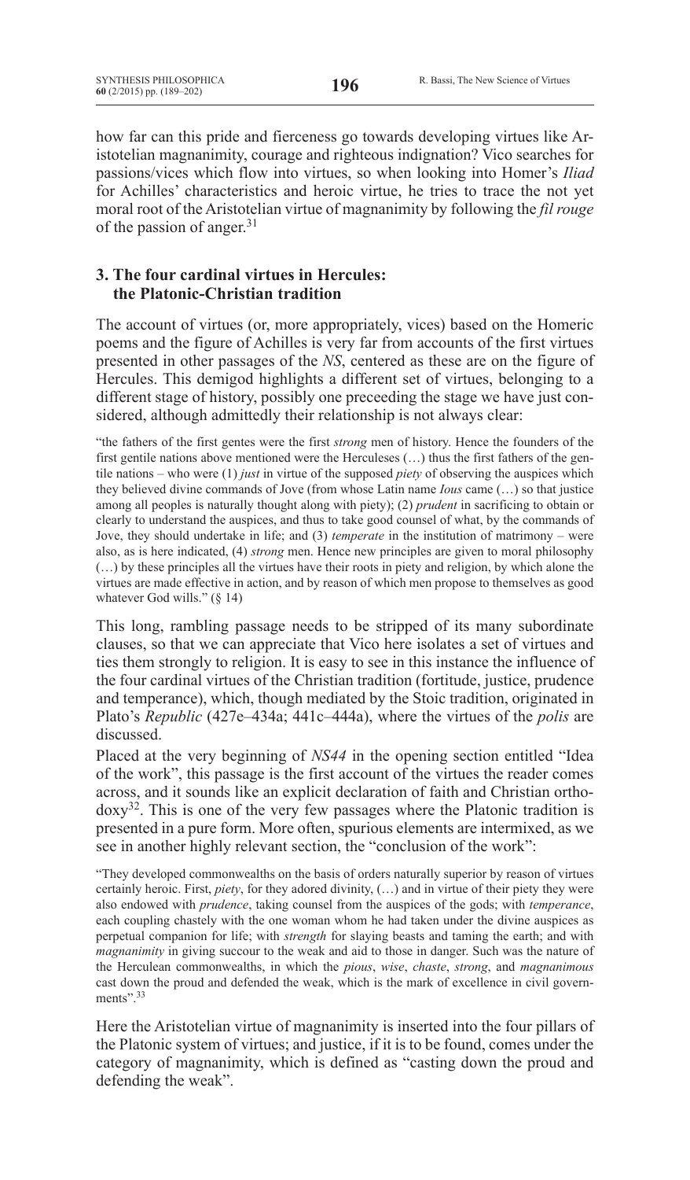how far can this pride and fierceness go towards developing virtues like Aristotelian magnanimity, courage and righteous indignation? Vico searches for passions/vices which flow into virtues, so when looking into Homer's *Iliad* for Achilles' characteristics and heroic virtue, he tries to trace the not yet moral root of the Aristotelian virtue of magnanimity by following the *fil rouge* of the passion of anger.[31]

## 3. The four cardinal virtues in Hercules: the Platonic-Christian tradition

The account of virtues (or, more appropriately, vices) based on the Homeric poems and the figure of Achilles is very far from accounts of the first virtues presented in other passages of the *NS*, centered as these are on the figure of Hercules. This demigod highlights a different set of virtues, belonging to a different stage of history, possibly one preceeding the stage we have just considered, although admittedly their relationship is not always clear:

> "the fathers of the first gentes were the first *strong* men of history. Hence the founders of the first gentile nations above mentioned were the Herculeses (…) thus the first fathers of the gentile nations – who were (1) *just* in virtue of the supposed *piety* of observing the auspices which they believed divine commands of Jove (from whose Latin name *Ious* came (…) so that justice among all peoples is naturally thought along with piety); (2) *prudent* in sacrificing to obtain or clearly to understand the auspices, and thus to take good counsel of what, by the commands of Jove, they should undertake in life; and (3) *temperate* in the institution of matrimony – were also, as is here indicated, (4) *strong* men. Hence new principles are given to moral philosophy (…) by these principles all the virtues have their roots in piety and religion, by which alone the virtues are made effective in action, and by reason of which men propose to themselves as good whatever God wills." (§ 14)

This long, rambling passage needs to be stripped of its many subordinate clauses, so that we can appreciate that Vico here isolates a set of virtues and ties them strongly to religion. It is easy to see in this instance the influence of the four cardinal virtues of the Christian tradition (fortitude, justice, prudence and temperance), which, though mediated by the Stoic tradition, originated in Plato's *Republic* (427e–434a; 441c–444a), where the virtues of the *polis* are discussed.

Placed at the very beginning of *NS44* in the opening section entitled "Idea of the work", this passage is the first account of the virtues the reader comes across, and it sounds like an explicit declaration of faith and Christian orthodoxy[32]. This is one of the very few passages where the Platonic tradition is presented in a pure form. More often, spurious elements are intermixed, as we see in another highly relevant section, the "conclusion of the work":

> "They developed commonwealths on the basis of orders naturally superior by reason of virtues certainly heroic. First, *piety*, for they adored divinity, (…) and in virtue of their piety they were also endowed with *prudence*, taking counsel from the auspices of the gods; with *temperance*, each coupling chastely with the one woman whom he had taken under the divine auspices as perpetual companion for life; with *strength* for slaying beasts and taming the earth; and with *magnanimity* in giving succour to the weak and aid to those in danger. Such was the nature of the Herculean commonwealths, in which the *pious*, *wise*, *chaste*, *strong*, and *magnanimous* cast down the proud and defended the weak, which is the mark of excellence in civil governments".[33]

Here the Aristotelian virtue of magnanimity is inserted into the four pillars of the Platonic system of virtues; and justice, if it is to be found, comes under the category of magnanimity, which is defined as "casting down the proud and defending the weak".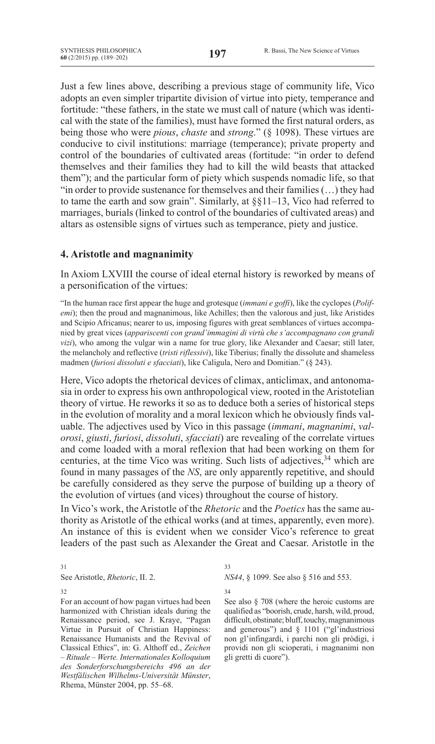Just a few lines above, describing a previous stage of community life, Vico adopts an even simpler tripartite division of virtue into piety, temperance and fortitude: "these fathers, in the state we must call of nature (which was identical with the state of the families), must have formed the first natural orders, as being those who were *pious*, *chaste* and *strong*." (§ 1098). These virtues are conducive to civil institutions: marriage (temperance); private property and control of the boundaries of cultivated areas (fortitude: "in order to defend themselves and their families they had to kill the wild beasts that attacked them"); and the particular form of piety which suspends nomadic life, so that "in order to provide sustenance for themselves and their families (…) they had to tame the earth and sow grain". Similarly, at §§11–13, Vico had referred to marriages, burials (linked to control of the boundaries of cultivated areas) and altars as ostensible signs of virtues such as temperance, piety and justice.

## 4. Aristotle and magnanimity

In Axiom LXVIII the course of ideal eternal history is reworked by means of a personification of the virtues:

> "In the human race first appear the huge and grotesque (*immani e goffi*), like the cyclopes (*Polifemi*); then the proud and magnanimous, like Achilles; then the valorous and just, like Aristides and Scipio Africanus; nearer to us, imposing figures with great semblances of virtues accompanied by great vices (*appariscenti con grand'immagini di virtù che s'accompagnano con grandi vizi*), who among the vulgar win a name for true glory, like Alexander and Caesar; still later, the melancholy and reflective (*tristi riflessivi*), like Tiberius; finally the dissolute and shameless madmen (*furiosi dissoluti e sfacciati*), like Caligula, Nero and Domitian." (§ 243).

Here, Vico adopts the rhetorical devices of climax, anticlimax, and antonomasia in order to express his own anthropological view, rooted in the Aristotelian theory of virtue. He reworks it so as to deduce both a series of historical steps in the evolution of morality and a moral lexicon which he obviously finds valuable. The adjectives used by Vico in this passage (*immani*, *magnanimi*, *valorosi*, *giusti*, *furiosi*, *dissoluti*, *sfacciati*) are revealing of the correlate virtues and come loaded with a moral reflexion that had been working on them for centuries, at the time Vico was writing. Such lists of adjectives,[34] which are found in many passages of the *NS*, are only apparently repetitive, and should be carefully considered as they serve the purpose of building up a theory of the evolution of virtues (and vices) throughout the course of history.

In Vico's work, the Aristotle of the *Rhetoric* and the *Poetics* has the same authority as Aristotle of the ethical works (and at times, apparently, even more). An instance of this is evident when we consider Vico's reference to great leaders of the past such as Alexander the Great and Caesar. Aristotle in the

---

31 See Aristotle, *Rhetoric*, II. 2.

32 For an account of how pagan virtues had been harmonized with Christian ideals during the Renaissance period, see J. Kraye, "Pagan Virtue in Pursuit of Christian Happiness: Renaissance Humanists and the Revival of Classical Ethics", in: G. Althoff ed., *Zeichen – Rituale – Werte. Internationales Kolloquium des Sonderforschungsbereichs 496 an der Westfälischen Wilhelms-Universität Münster*, Rhema, Münster 2004, pp. 55–68.

33 *NS44*, § 1099. See also § 516 and 553.

34 See also § 708 (where the heroic customs are qualified as "boorish, crude, harsh, wild, proud, difficult, obstinate; bluff, touchy, magnanimous and generous") and § 1101 ("gl'industriosi non gl'infingardi, i parchi non gli pròdigi, i providi non gli scioperati, i magnanimi non gli gretti di cuore").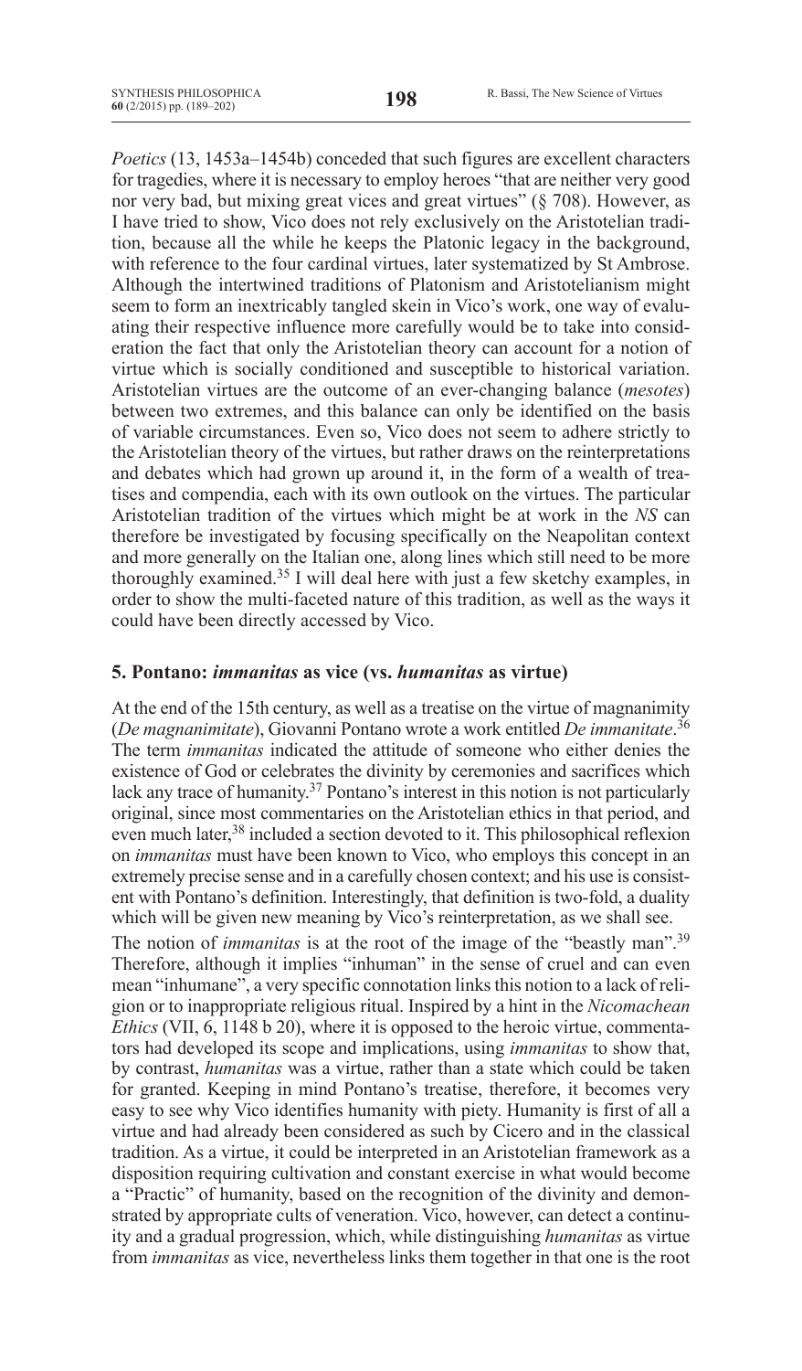*Poetics* (13, 1453a–1454b) conceded that such figures are excellent characters for tragedies, where it is necessary to employ heroes "that are neither very good nor very bad, but mixing great vices and great virtues" (§ 708). However, as I have tried to show, Vico does not rely exclusively on the Aristotelian tradition, because all the while he keeps the Platonic legacy in the background, with reference to the four cardinal virtues, later systematized by St Ambrose. Although the intertwined traditions of Platonism and Aristotelianism might seem to form an inextricably tangled skein in Vico's work, one way of evaluating their respective influence more carefully would be to take into consideration the fact that only the Aristotelian theory can account for a notion of virtue which is socially conditioned and susceptible to historical variation. Aristotelian virtues are the outcome of an ever-changing balance (*mesotes*) between two extremes, and this balance can only be identified on the basis of variable circumstances. Even so, Vico does not seem to adhere strictly to the Aristotelian theory of the virtues, but rather draws on the reinterpretations and debates which had grown up around it, in the form of a wealth of treatises and compendia, each with its own outlook on the virtues. The particular Aristotelian tradition of the virtues which might be at work in the *NS* can therefore be investigated by focusing specifically on the Neapolitan context and more generally on the Italian one, along lines which still need to be more thoroughly examined.[35] I will deal here with just a few sketchy examples, in order to show the multi-faceted nature of this tradition, as well as the ways it could have been directly accessed by Vico.

## 5. Pontano: *immanitas* as vice (vs. *humanitas* as virtue)

At the end of the 15th century, as well as a treatise on the virtue of magnanimity (*De magnanimitate*), Giovanni Pontano wrote a work entitled *De immanitate*.[36] The term *immanitas* indicated the attitude of someone who either denies the existence of God or celebrates the divinity by ceremonies and sacrifices which lack any trace of humanity.[37] Pontano's interest in this notion is not particularly original, since most commentaries on the Aristotelian ethics in that period, and even much later,[38] included a section devoted to it. This philosophical reflexion on *immanitas* must have been known to Vico, who employs this concept in an extremely precise sense and in a carefully chosen context; and his use is consistent with Pontano's definition. Interestingly, that definition is two-fold, a duality which will be given new meaning by Vico's reinterpretation, as we shall see.

The notion of *immanitas* is at the root of the image of the "beastly man".[39] Therefore, although it implies "inhuman" in the sense of cruel and can even mean "inhumane", a very specific connotation links this notion to a lack of religion or to inappropriate religious ritual. Inspired by a hint in the *Nicomachean Ethics* (VII, 6, 1148 b 20), where it is opposed to the heroic virtue, commentators had developed its scope and implications, using *immanitas* to show that, by contrast, *humanitas* was a virtue, rather than a state which could be taken for granted. Keeping in mind Pontano's treatise, therefore, it becomes very easy to see why Vico identifies humanity with piety. Humanity is first of all a virtue and had already been considered as such by Cicero and in the classical tradition. As a virtue, it could be interpreted in an Aristotelian framework as a disposition requiring cultivation and constant exercise in what would become a "Practic" of humanity, based on the recognition of the divinity and demonstrated by appropriate cults of veneration. Vico, however, can detect a continuity and a gradual progression, which, while distinguishing *humanitas* as virtue from *immanitas* as vice, nevertheless links them together in that one is the root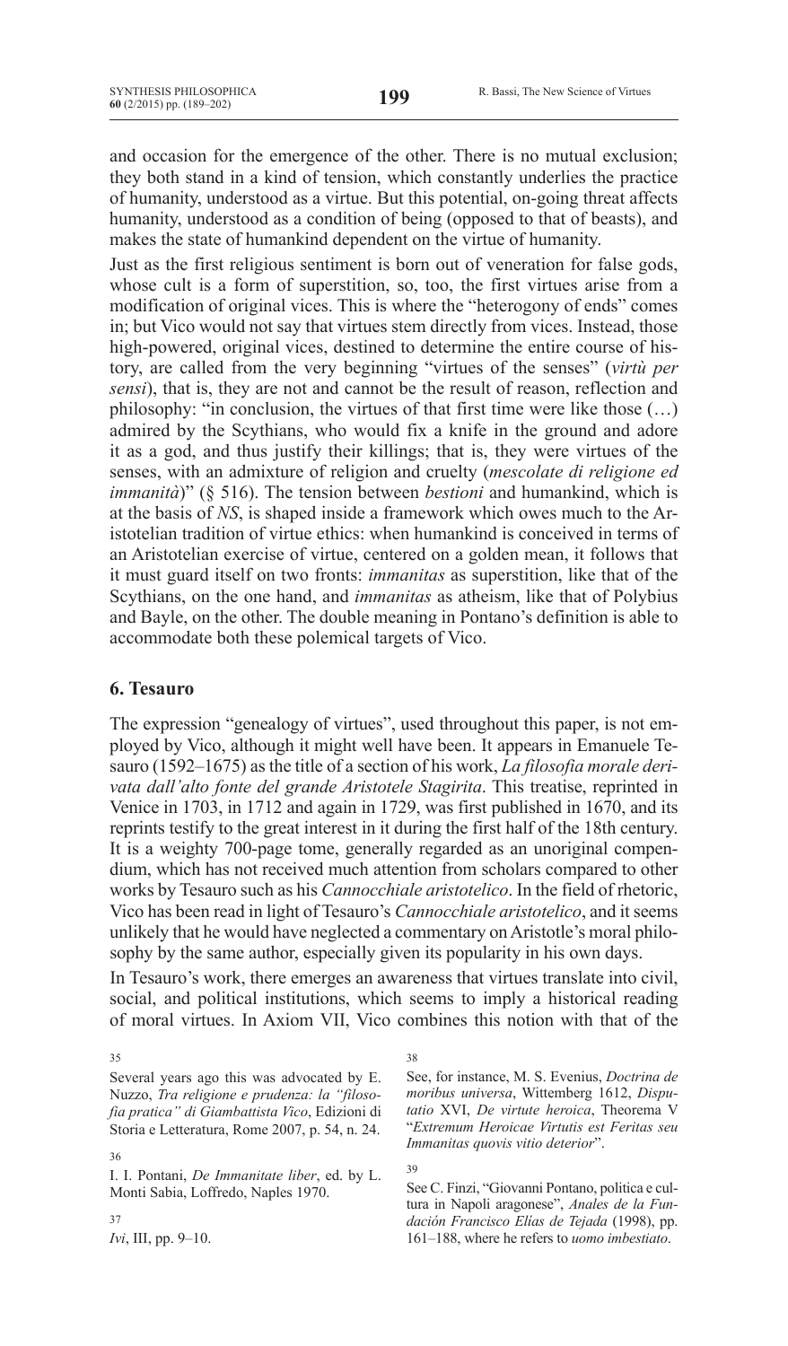and occasion for the emergence of the other. There is no mutual exclusion; they both stand in a kind of tension, which constantly underlies the practice of humanity, understood as a virtue. But this potential, on-going threat affects humanity, understood as a condition of being (opposed to that of beasts), and makes the state of humankind dependent on the virtue of humanity.

Just as the first religious sentiment is born out of veneration for false gods, whose cult is a form of superstition, so, too, the first virtues arise from a modification of original vices. This is where the "heterogony of ends" comes in; but Vico would not say that virtues stem directly from vices. Instead, those high-powered, original vices, destined to determine the entire course of history, are called from the very beginning "virtues of the senses" (*virtù per sensi*), that is, they are not and cannot be the result of reason, reflection and philosophy: "in conclusion, the virtues of that first time were like those (…) admired by the Scythians, who would fix a knife in the ground and adore it as a god, and thus justify their killings; that is, they were virtues of the senses, with an admixture of religion and cruelty (*mescolate di religione ed immanità*)" (§ 516). The tension between *bestioni* and humankind, which is at the basis of *NS*, is shaped inside a framework which owes much to the Aristotelian tradition of virtue ethics: when humankind is conceived in terms of an Aristotelian exercise of virtue, centered on a golden mean, it follows that it must guard itself on two fronts: *immanitas* as superstition, like that of the Scythians, on the one hand, and *immanitas* as atheism, like that of Polybius and Bayle, on the other. The double meaning in Pontano's definition is able to accommodate both these polemical targets of Vico.

## 6. Tesauro

The expression "genealogy of virtues", used throughout this paper, is not employed by Vico, although it might well have been. It appears in Emanuele Tesauro (1592–1675) as the title of a section of his work, *La filosofia morale derivata dall'alto fonte del grande Aristotele Stagirita*. This treatise, reprinted in Venice in 1703, in 1712 and again in 1729, was first published in 1670, and its reprints testify to the great interest in it during the first half of the 18th century. It is a weighty 700-page tome, generally regarded as an unoriginal compendium, which has not received much attention from scholars compared to other works by Tesauro such as his *Cannocchiale aristotelico*. In the field of rhetoric, Vico has been read in light of Tesauro's *Cannocchiale aristotelico*, and it seems unlikely that he would have neglected a commentary on Aristotle's moral philosophy by the same author, especially given its popularity in his own days.

In Tesauro's work, there emerges an awareness that virtues translate into civil, social, and political institutions, which seems to imply a historical reading of moral virtues. In Axiom VII, Vico combines this notion with that of the

---

35 Several years ago this was advocated by E. Nuzzo, *Tra religione e prudenza: la "filosofia pratica" di Giambattista Vico*, Edizioni di Storia e Letteratura, Rome 2007, p. 54, n. 24.

36 I. I. Pontani, *De Immanitate liber*, ed. by L. Monti Sabia, Loffredo, Naples 1970.

37 *Ivi*, III, pp. 9–10.

38 See, for instance, M. S. Evenius, *Doctrina de moribus universa*, Wittemberg 1612, *Disputatio* XVI, *De virtute heroica*, Theorema V "*Extremum Heroicae Virtutis est Feritas seu Immanitas quovis vitio deterior*".

39 See C. Finzi, "Giovanni Pontano, politica e cultura in Napoli aragonese", *Anales de la Fundación Francisco Elías de Tejada* (1998), pp. 161–188, where he refers to *uomo imbestiato*.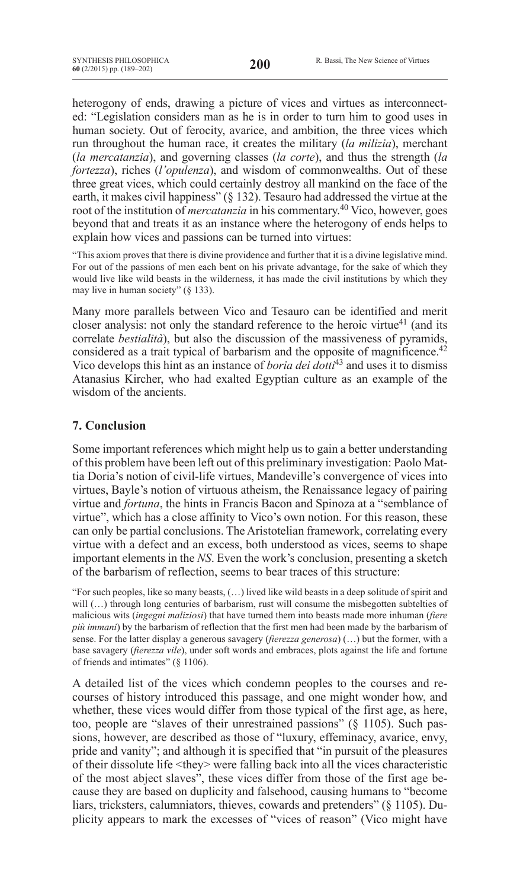heterogony of ends, drawing a picture of vices and virtues as interconnected: "Legislation considers man as he is in order to turn him to good uses in human society. Out of ferocity, avarice, and ambition, the three vices which run throughout the human race, it creates the military (*la milizia*), merchant (*la mercatanzia*), and governing classes (*la corte*), and thus the strength (*la fortezza*), riches (*l'opulenza*), and wisdom of commonwealths. Out of these three great vices, which could certainly destroy all mankind on the face of the earth, it makes civil happiness" (§ 132). Tesauro had addressed the virtue at the root of the institution of *mercatanzia* in his commentary.[40] Vico, however, goes beyond that and treats it as an instance where the heterogony of ends helps to explain how vices and passions can be turned into virtues:

> "This axiom proves that there is divine providence and further that it is a divine legislative mind. For out of the passions of men each bent on his private advantage, for the sake of which they would live like wild beasts in the wilderness, it has made the civil institutions by which they may live in human society" (§ 133).

Many more parallels between Vico and Tesauro can be identified and merit closer analysis: not only the standard reference to the heroic virtue[41] (and its correlate *bestialità*), but also the discussion of the massiveness of pyramids, considered as a trait typical of barbarism and the opposite of magnificence.[42] Vico develops this hint as an instance of *boria dei dotti*[43] and uses it to dismiss Atanasius Kircher, who had exalted Egyptian culture as an example of the wisdom of the ancients.

## 7. Conclusion

Some important references which might help us to gain a better understanding of this problem have been left out of this preliminary investigation: Paolo Mattia Doria's notion of civil-life virtues, Mandeville's convergence of vices into virtues, Bayle's notion of virtuous atheism, the Renaissance legacy of pairing virtue and *fortuna*, the hints in Francis Bacon and Spinoza at a "semblance of virtue", which has a close affinity to Vico's own notion. For this reason, these can only be partial conclusions. The Aristotelian framework, correlating every virtue with a defect and an excess, both understood as vices, seems to shape important elements in the *NS*. Even the work's conclusion, presenting a sketch of the barbarism of reflection, seems to bear traces of this structure:

> "For such peoples, like so many beasts, (…) lived like wild beasts in a deep solitude of spirit and will (…) through long centuries of barbarism, rust will consume the misbegotten subtelties of malicious wits (*ingegni maliziosi*) that have turned them into beasts made more inhuman (*fiere più immani*) by the barbarism of reflection that the first men had been made by the barbarism of sense. For the latter display a generous savagery (*fierezza generosa*) (…) but the former, with a base savagery (*fierezza vile*), under soft words and embraces, plots against the life and fortune of friends and intimates" (§ 1106).

A detailed list of the vices which condemn peoples to the courses and recourses of history introduced this passage, and one might wonder how, and whether, these vices would differ from those typical of the first age, as here, too, people are "slaves of their unrestrained passions" (§ 1105). Such passions, however, are described as those of "luxury, effeminacy, avarice, envy, pride and vanity"; and although it is specified that "in pursuit of the pleasures of their dissolute life <they> were falling back into all the vices characteristic of the most abject slaves", these vices differ from those of the first age because they are based on duplicity and falsehood, causing humans to "become liars, tricksters, calumniators, thieves, cowards and pretenders" (§ 1105). Duplicity appears to mark the excesses of "vices of reason" (Vico might have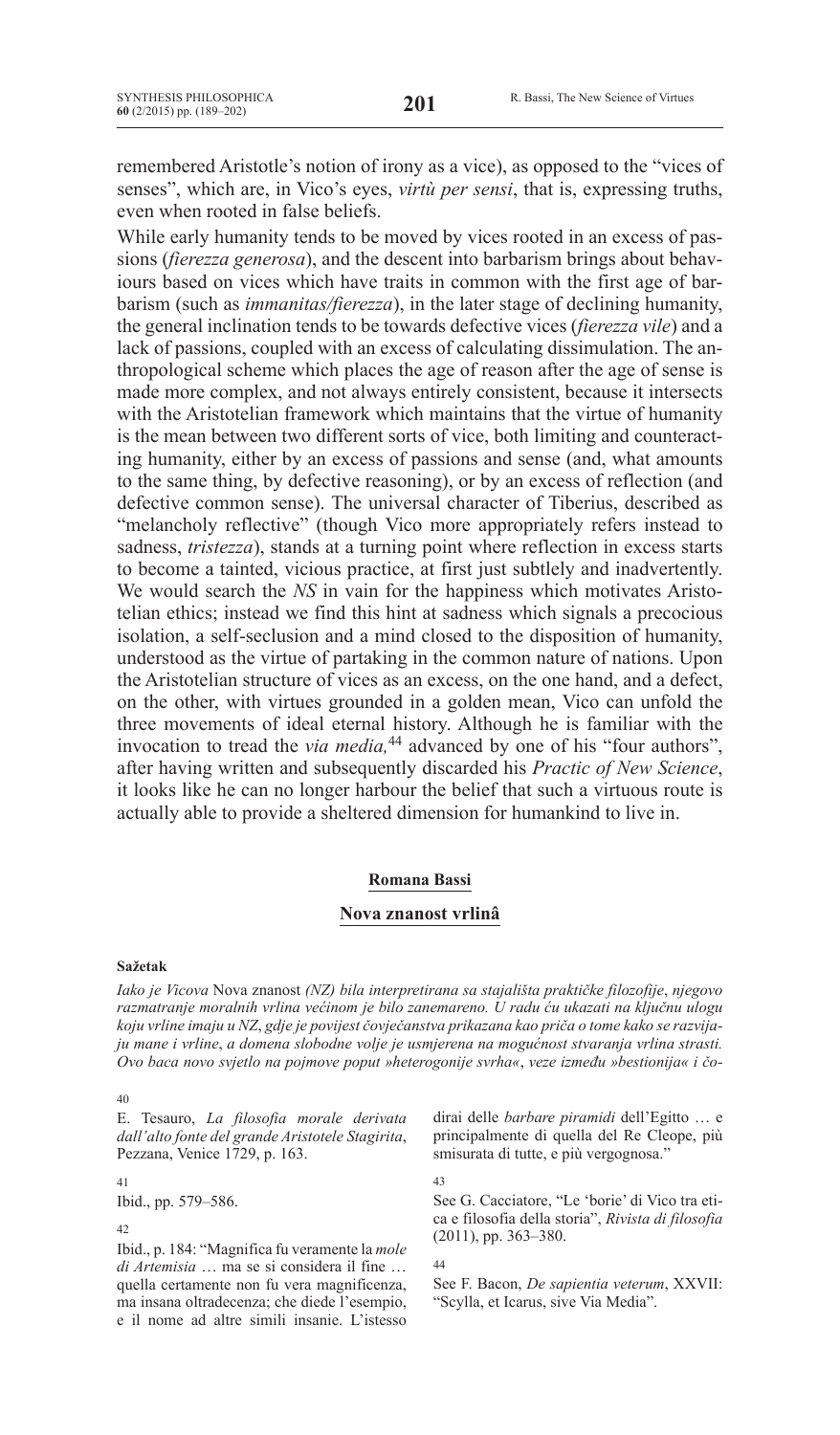remembered Aristotle's notion of irony as a vice), as opposed to the "vices of senses", which are, in Vico's eyes, *virtù per sensi*, that is, expressing truths, even when rooted in false beliefs.

While early humanity tends to be moved by vices rooted in an excess of passions (*fierezza generosa*), and the descent into barbarism brings about behaviours based on vices which have traits in common with the first age of barbarism (such as *immanitas/fierezza*), in the later stage of declining humanity, the general inclination tends to be towards defective vices (*fierezza vile*) and a lack of passions, coupled with an excess of calculating dissimulation. The anthropological scheme which places the age of reason after the age of sense is made more complex, and not always entirely consistent, because it intersects with the Aristotelian framework which maintains that the virtue of humanity is the mean between two different sorts of vice, both limiting and counteracting humanity, either by an excess of passions and sense (and, what amounts to the same thing, by defective reasoning), or by an excess of reflection (and defective common sense). The universal character of Tiberius, described as "melancholy reflective" (though Vico more appropriately refers instead to sadness, *tristezza*), stands at a turning point where reflection in excess starts to become a tainted, vicious practice, at first just subtlely and inadvertently. We would search the *NS* in vain for the happiness which motivates Aristotelian ethics; instead we find this hint at sadness which signals a precocious isolation, a self-seclusion and a mind closed to the disposition of humanity, understood as the virtue of partaking in the common nature of nations. Upon the Aristotelian structure of vices as an excess, on the one hand, and a defect, on the other, with virtues grounded in a golden mean, Vico can unfold the three movements of ideal eternal history. Although he is familiar with the invocation to tread the *via media,*[44] advanced by one of his "four authors", after having written and subsequently discarded his *Practic of New Science*, it looks like he can no longer harbour the belief that such a virtuous route is actually able to provide a sheltered dimension for humankind to live in.

**Romana Bassi**

**Nova znanost vrlinâ**

**Sažetak**

*Iako je Vicova* Nova znanost *(NZ) bila interpretirana sa stajališta praktičke filozofije, njegovo razmatranje moralnih vrlina većinom je bilo zanemareno. U radu ću ukazati na ključnu ulogu koju vrline imaju u NZ, gdje je povijest čovječanstva prikazana kao priča o tome kako se razvijaju mane i vrline, a domena slobodne volje je usmjerena na mogućnost stvaranja vrlina strasti. Ovo baca novo svjetlo na pojmove poput »heterogonije svrha«, veze između »bestionija« i čo-*

40
E. Tesauro, *La filosofia morale derivata dall'alto fonte del grande Aristotele Stagirita*, Pezzana, Venice 1729, p. 163.

41
Ibid., pp. 579–586.

42
Ibid., p. 184: "Magnifica fu veramente la *mole di Artemisia* … ma se si considera il fine … quella certamente non fu vera magnificenza, ma insana oltradecenza; che diede l'esempio, e il nome ad altre simili insanie. L'istesso dirai delle *barbare piramidi* dell'Egitto … e principalmente di quella del Re Cleope, più smisurata di tutte, e più vergognosa."

43
See G. Cacciatore, "Le 'borie' di Vico tra etica e filosofia della storia", *Rivista di filosofia* (2011), pp. 363–380.

44
See F. Bacon, *De sapientia veterum*, XXVII: "Scylla, et Icarus, sive Via Media".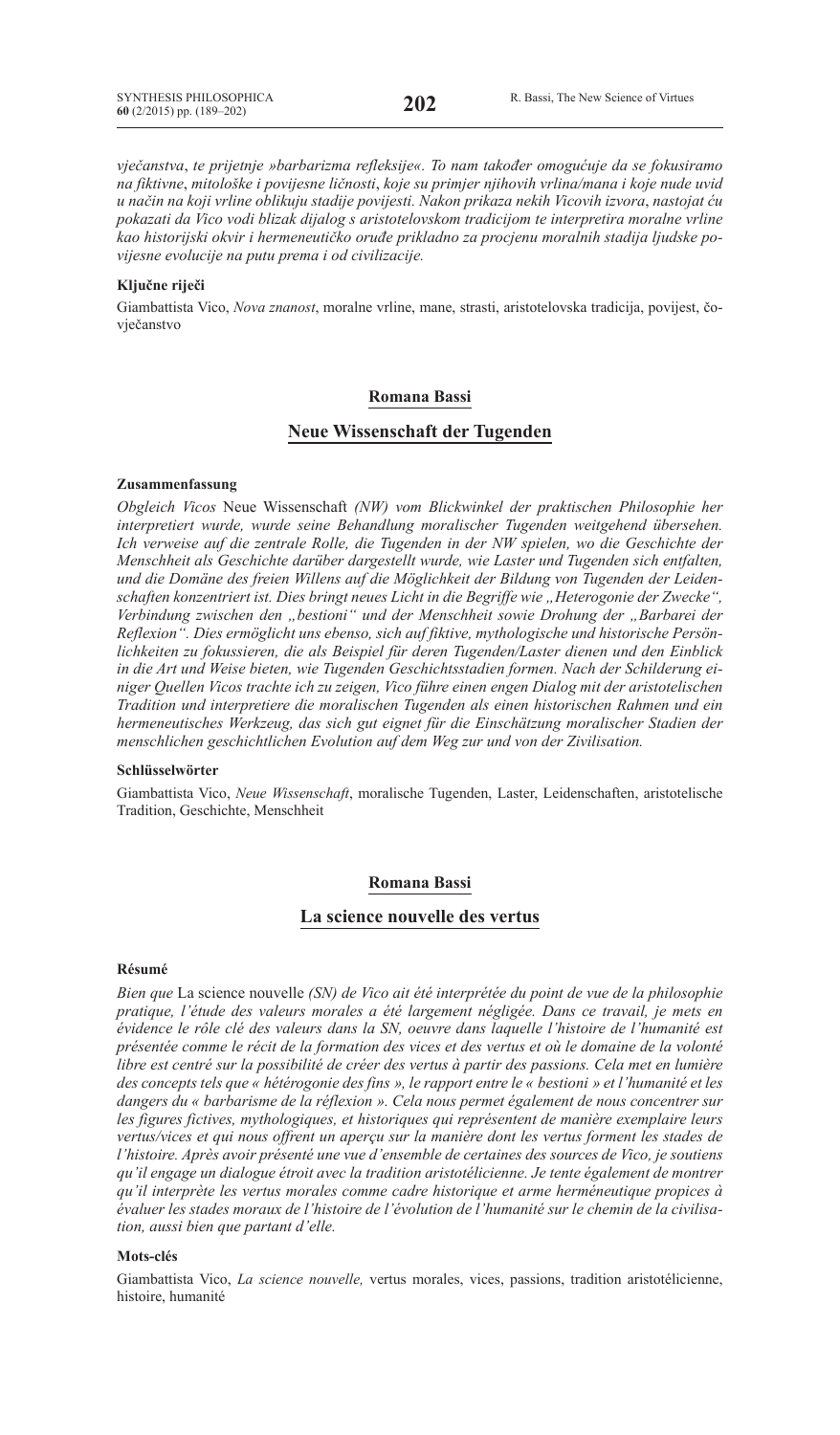*vječanstva*, *te prijetnje »barbarizma refleksije«. To nam također omogućuje da se fokusiramo na fiktivne*, *mitološke i povijesne ličnosti*, *koje su primjer njihovih vrlina/mana i koje nude uvid u način na koji vrline oblikuju stadije povijesti. Nakon prikaza nekih Vicovih izvora*, *nastojat ću pokazati da Vico vodi blizak dijalog s aristotelovskom tradicijom te interpretira moralne vrline kao historijski okvir i hermeneutičko oruđe prikladno za procjenu moralnih stadija ljudske povijesne evolucije na putu prema i od civilizacije.*

#### Ključne riječi

Giambattista Vico, *Nova znanost*, moralne vrline, mane, strasti, aristotelovska tradicija, povijest, čovječanstvo

### Romana Bassi

## Neue Wissenschaft der Tugenden

#### Zusammenfassung

*Obgleich Vicos* Neue Wissenschaft *(NW) vom Blickwinkel der praktischen Philosophie her interpretiert wurde, wurde seine Behandlung moralischer Tugenden weitgehend übersehen. Ich verweise auf die zentrale Rolle, die Tugenden in der NW spielen, wo die Geschichte der Menschheit als Geschichte darüber dargestellt wurde, wie Laster und Tugenden sich entfalten, und die Domäne des freien Willens auf die Möglichkeit der Bildung von Tugenden der Leidenschaften konzentriert ist. Dies bringt neues Licht in die Begriffe wie „Heterogonie der Zwecke“, Verbindung zwischen den „bestioni“ und der Menschheit sowie Drohung der „Barbarei der Reflexion“. Dies ermöglicht uns ebenso, sich auf fiktive, mythologische und historische Persönlichkeiten zu fokussieren, die als Beispiel für deren Tugenden/Laster dienen und den Einblick in die Art und Weise bieten, wie Tugenden Geschichtsstadien formen. Nach der Schilderung einiger Quellen Vicos trachte ich zu zeigen, Vico führe einen engen Dialog mit der aristotelischen Tradition und interpretiere die moralischen Tugenden als einen historischen Rahmen und ein hermeneutisches Werkzeug, das sich gut eignet für die Einschätzung moralischer Stadien der menschlichen geschichtlichen Evolution auf dem Weg zur und von der Zivilisation.*

#### Schlüsselwörter

Giambattista Vico, *Neue Wissenschaft*, moralische Tugenden, Laster, Leidenschaften, aristotelische Tradition, Geschichte, Menschheit

### Romana Bassi

## La science nouvelle des vertus

#### Résumé

*Bien que* La science nouvelle *(SN) de Vico ait été interprétée du point de vue de la philosophie pratique, l'étude des valeurs morales a été largement négligée. Dans ce travail, je mets en évidence le rôle clé des valeurs dans la SN, oeuvre dans laquelle l'histoire de l'humanité est présentée comme le récit de la formation des vices et des vertus et où le domaine de la volonté libre est centré sur la possibilité de créer des vertus à partir des passions. Cela met en lumière des concepts tels que « hétérogonie des fins », le rapport entre le « bestioni » et l'humanité et les dangers du « barbarisme de la réflexion ». Cela nous permet également de nous concentrer sur les figures fictives, mythologiques, et historiques qui représentent de manière exemplaire leurs vertus/vices et qui nous offrent un aperçu sur la manière dont les vertus forment les stades de l'histoire. Après avoir présenté une vue d'ensemble de certaines des sources de Vico, je soutiens qu'il engage un dialogue étroit avec la tradition aristotélicienne. Je tente également de montrer qu'il interprète les vertus morales comme cadre historique et arme herméneutique propices à évaluer les stades moraux de l'histoire de l'évolution de l'humanité sur le chemin de la civilisation, aussi bien que partant d'elle.*

#### Mots-clés

Giambattista Vico, *La science nouvelle,* vertus morales, vices, passions, tradition aristotélicienne, histoire, humanité